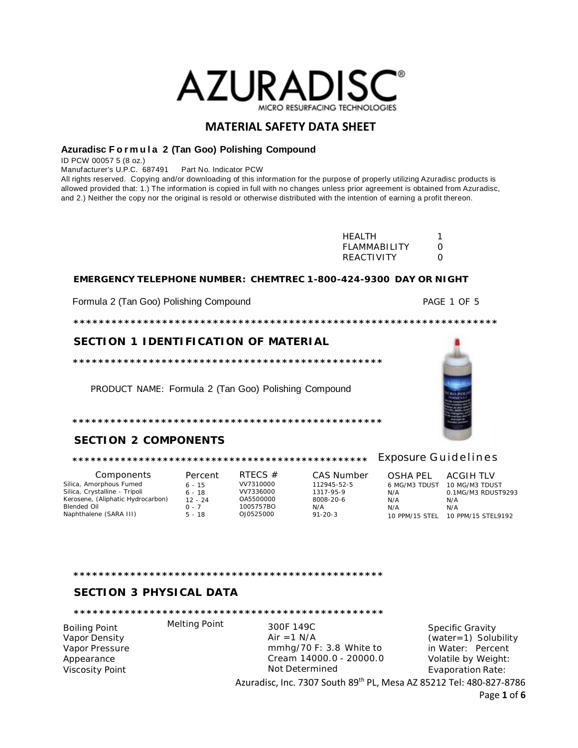# AZURADISC®

MICRO RESURFACING TECHNOLOGIES

## MATERIAL SAFETY DATA SHEET

**Azuradisc Formula 2 (Tan Goo) Polishing Compound**

ID PCW 00057 5 (8 oz.)

Manufacturer's U.P.C. 687491 Part No. Indicator PCW

All rights reserved. Copying and/or downloading of this information for the purpose of properly utilizing Azuradisc products is allowed provided that: 1.) The information is copied in full with no changes unless prior agreement is obtained from Azuradisc, and 2.) Neither the copy nor the original is resold or otherwise distributed with the intention of earning a profit thereon.

| | |
|---|---|
| HEALTH | 1 |
| FLAMMABILITY | 0 |
| REACTIVITY | 0 |

**EMERGENCY TELEPHONE NUMBER: CHEMTREC 1-800-424-9300 DAY OR NIGHT**

Formula 2 (Tan Goo) Polishing Compound PAGE 1 OF 5

*******************************************************************

## SECTION 1 IDENTIFICATION OF MATERIAL

**************************************************

PRODUCT NAME: Formula 2 (Tan Goo) Polishing Compound

**************************************************

## SECTION 2 COMPONENTS

************************************************** Exposure Guidelines

| Components | Percent | RTECS # | CAS Number | OSHA PEL | ACGIH TLV |
|---|---|---|---|---|---|
| Silica, Amorphous Fumed | 6 - 15 | VV7310000 | 112945-52-5 | 6 MG/M3 TDUST | 10 MG/M3 TDUST |
| Silica, Crystalline - Tripoli | 6 - 18 | VV7336000 | 1317-95-9 | N/A | 0.1MG/M3 RDUST9293 |
| Kerosene, (Aliphatic Hydrocarbon) | 12 - 24 | OA5500000 | 8008-20-6 | N/A | N/A |
| Blended Oil | 0 - 7 | 1005757BO | N/A | N/A | N/A |
| Naphthalene (SARA III) | 5 - 18 | OJ0525000 | 91-20-3 | 10 PPM/15 STEL | 10 PPM/15 STEL9192 |

**************************************************

## SECTION 3 PHYSICAL DATA

**************************************************

Boiling Point
Vapor Density
Vapor Pressure
Appearance
Viscosity Point

Melting Point

300F 149C
Air =1 N/A
mmhg/70 F: 3.8 White to
Cream 14000.0 - 20000.0
Not Determined

Specific Gravity
(water=1) Solubility
in Water: Percent
Volatile by Weight:
Evaporation Rate:

Azuradisc, Inc. 7307 South 89th PL, Mesa AZ 85212 Tel: 480-827-8786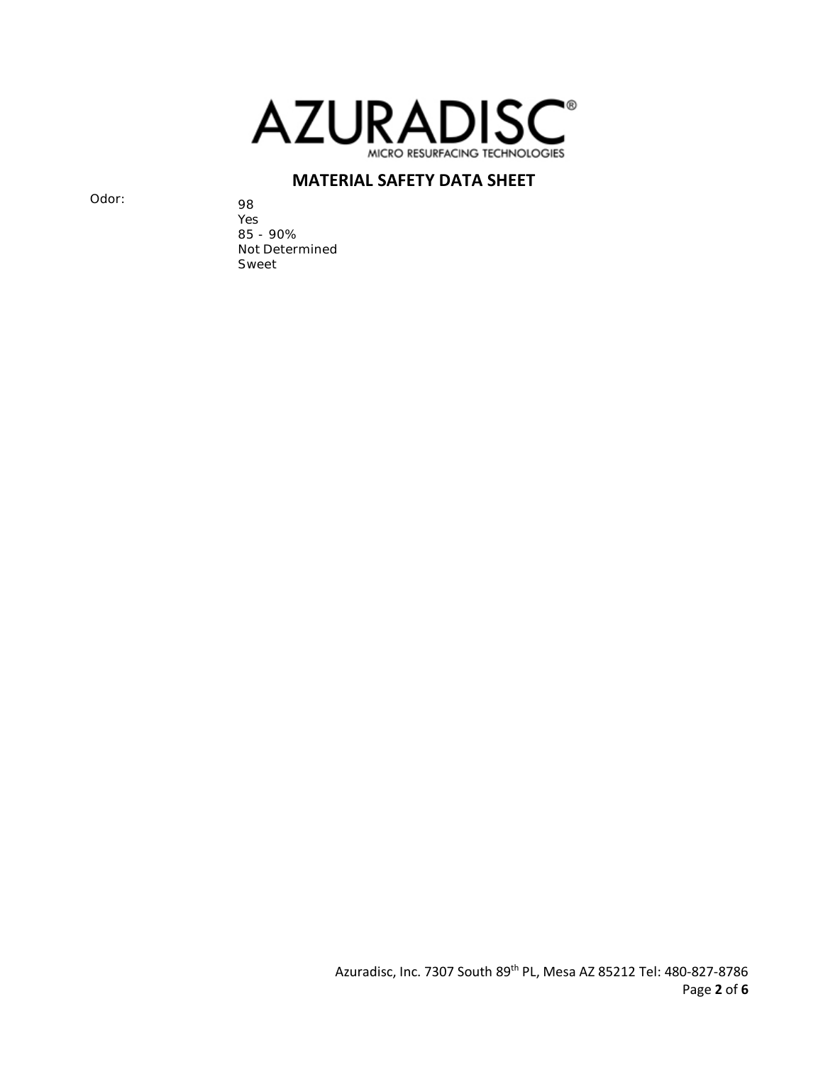**MATERIAL SAFETY DATA SHEET**

Odor:

98
Yes
85 - 90%
Not Determined
Sweet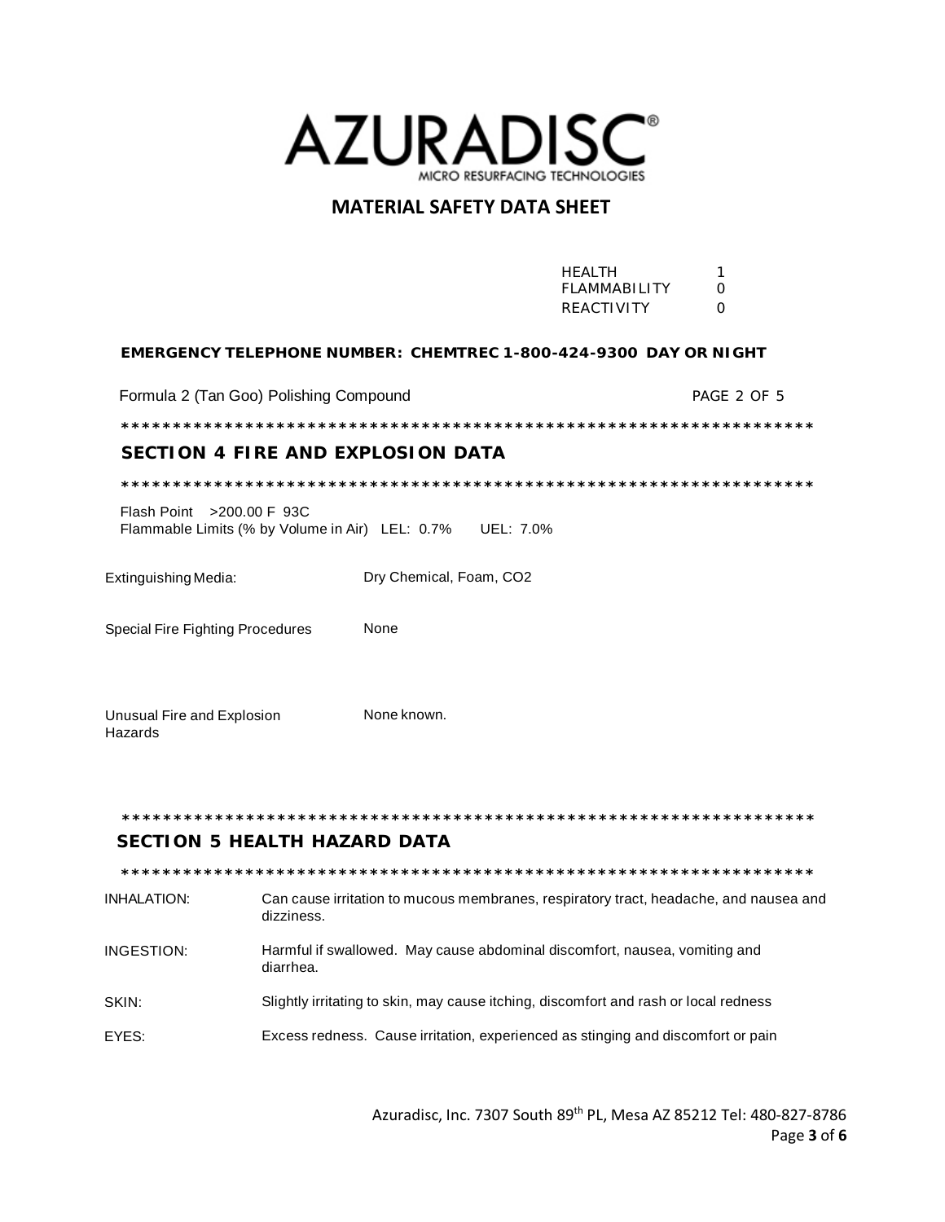# AZURADISC®

MICRO RESURFACING TECHNOLOGIES

## MATERIAL SAFETY DATA SHEET

| | |
|---|---|
| HEALTH | 1 |
| FLAMMABILITY | 0 |
| REACTIVITY | 0 |

**EMERGENCY TELEPHONE NUMBER: CHEMTREC 1-800-424-9300 DAY OR NIGHT**

Formula 2 (Tan Goo) Polishing Compound PAGE 2 OF 5

*********************************************************************

## SECTION 4 FIRE AND EXPLOSION DATA

*********************************************************************

Flash Point >200.00 F 93C
Flammable Limits (% by Volume in Air) LEL: 0.7% UEL: 7.0%

| | |
|---|---|
| Extinguishing Media: | Dry Chemical, Foam, $CO_2$ |
| Special Fire Fighting Procedures | None |
| Unusual Fire and Explosion Hazards | None known. |

*********************************************************************

## SECTION 5 HEALTH HAZARD DATA

*********************************************************************

| | |
|---|---|
| INHALATION: | Can cause irritation to mucous membranes, respiratory tract, headache, and nausea and dizziness. |
| INGESTION: | Harmful if swallowed. May cause abdominal discomfort, nausea, vomiting and diarrhea. |
| SKIN: | Slightly irritating to skin, may cause itching, discomfort and rash or local redness |
| EYES: | Excess redness. Cause irritation, experienced as stinging and discomfort or pain |

Azuradisc, Inc. 7307 South 89th PL, Mesa AZ 85212 Tel: 480-827-8786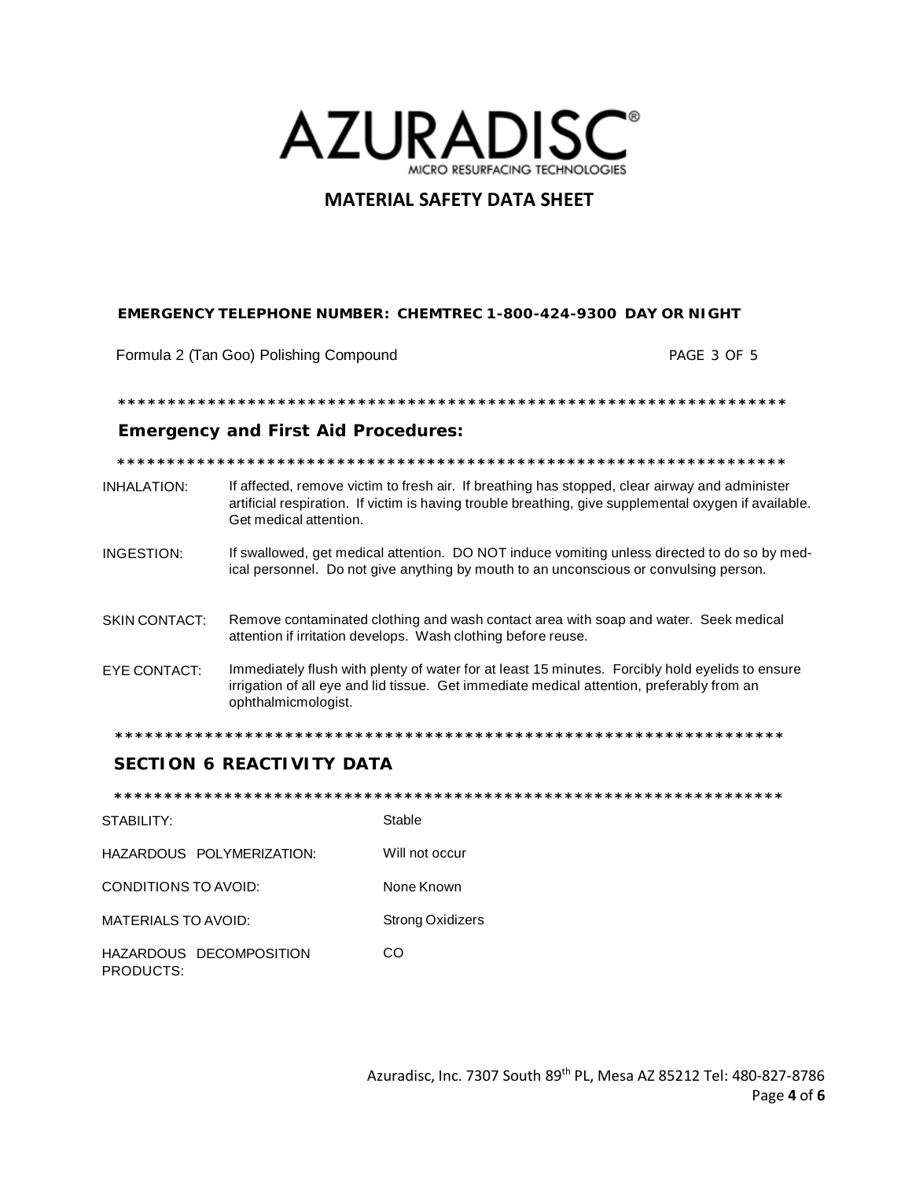# AZURADISC

MICRO RESURFACING TECHNOLOGIES

## MATERIAL SAFETY DATA SHEET

**EMERGENCY TELEPHONE NUMBER: CHEMTREC 1-800-424-9300 DAY OR NIGHT**

Formula 2 (Tan Goo) Polishing Compound PAGE 3 OF 5

*********************************************************************

### Emergency and First Aid Procedures:

*********************************************************************

INHALATION: If affected, remove victim to fresh air. If breathing has stopped, clear airway and administer artificial respiration. If victim is having trouble breathing, give supplemental oxygen if available. Get medical attention.

INGESTION: If swallowed, get medical attention. DO NOT induce vomiting unless directed to do so by medical personnel. Do not give anything by mouth to an unconscious or convulsing person.

SKIN CONTACT: Remove contaminated clothing and wash contact area with soap and water. Seek medical attention if irritation develops. Wash clothing before reuse.

EYE CONTACT: Immediately flush with plenty of water for at least 15 minutes. Forcibly hold eyelids to ensure irrigation of all eye and lid tissue. Get immediate medical attention, preferably from an ophthalmicmologist.

*********************************************************************

### SECTION 6 REACTIVITY DATA

*********************************************************************

| | |
|---|---|
| STABILITY: | Stable |
| HAZARDOUS POLYMERIZATION: | Will not occur |
| CONDITIONS TO AVOID: | None Known |
| MATERIALS TO AVOID: | Strong Oxidizers |
| HAZARDOUS DECOMPOSITION PRODUCTS: | CO |

Azuradisc, Inc. 7307 South 89th PL, Mesa AZ 85212 Tel: 480-827-8786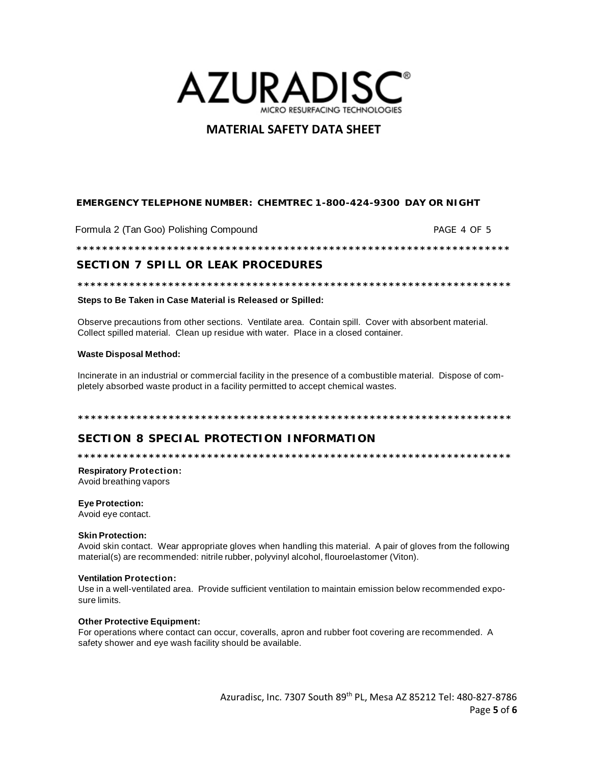# MATERIAL SAFETY DATA SHEET

**EMERGENCY TELEPHONE NUMBER: CHEMTREC 1-800-424-9300 DAY OR NIGHT**

Formula 2 (Tan Goo) Polishing Compound PAGE 4 OF 5

## SECTION 7 SPILL OR LEAK PROCEDURES

**Steps to Be Taken in Case Material is Released or Spilled:**

Observe precautions from other sections. Ventilate area. Contain spill. Cover with absorbent material. Collect spilled material. Clean up residue with water. Place in a closed container.

**Waste Disposal Method:**

Incinerate in an industrial or commercial facility in the presence of a combustible material. Dispose of completely absorbed waste product in a facility permitted to accept chemical wastes.

## SECTION 8 SPECIAL PROTECTION INFORMATION

**Respiratory Protection:**
Avoid breathing vapors

**Eye Protection:**
Avoid eye contact.

**Skin Protection:**
Avoid skin contact. Wear appropriate gloves when handling this material. A pair of gloves from the following material(s) are recommended: nitrile rubber, polyvinyl alcohol, flouroelastomer (Viton).

**Ventilation Protection:**
Use in a well-ventilated area. Provide sufficient ventilation to maintain emission below recommended exposure limits.

**Other Protective Equipment:**
For operations where contact can occur, coveralls, apron and rubber foot covering are recommended. A safety shower and eye wash facility should be available.

Azuradisc, Inc. 7307 South 89th PL, Mesa AZ 85212 Tel: 480-827-8786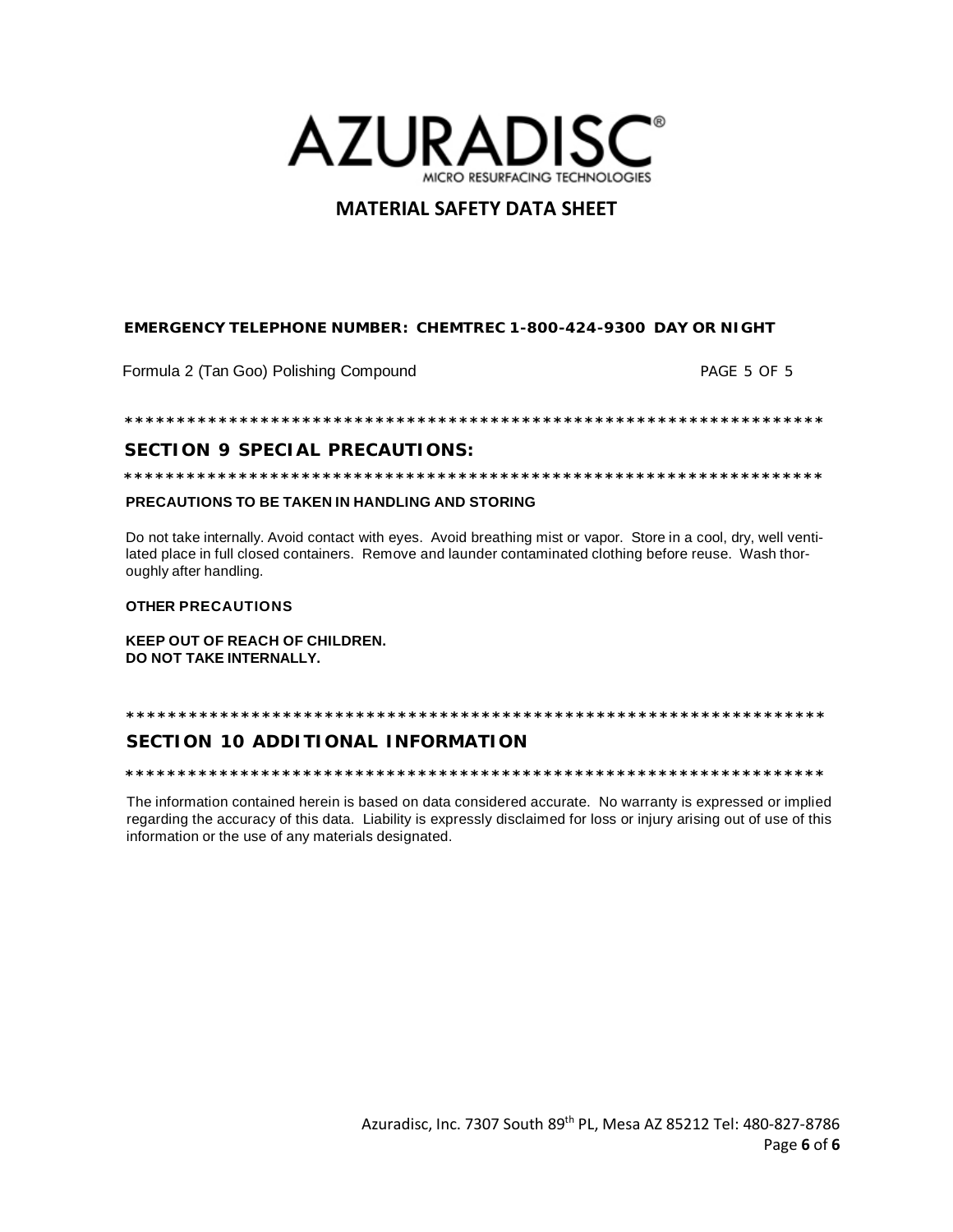**MATERIAL SAFETY DATA SHEET**

**EMERGENCY TELEPHONE NUMBER: CHEMTREC 1-800-424-9300 DAY OR NIGHT**

Formula 2 (Tan Goo) Polishing Compound

*********************************************************************

## SECTION 9 SPECIAL PRECAUTIONS:

*********************************************************************

**PRECAUTIONS TO BE TAKEN IN HANDLING AND STORING**

Do not take internally. Avoid contact with eyes. Avoid breathing mist or vapor. Store in a cool, dry, well ventilated place in full closed containers. Remove and launder contaminated clothing before reuse. Wash thoroughly after handling.

**OTHER PRECAUTIONS**

**KEEP OUT OF REACH OF CHILDREN.**
**DO NOT TAKE INTERNALLY.**

*********************************************************************

## SECTION 10 ADDITIONAL INFORMATION

*********************************************************************

The information contained herein is based on data considered accurate. No warranty is expressed or implied regarding the accuracy of this data. Liability is expressly disclaimed for loss or injury arising out of use of this information or the use of any materials designated.

Azuradisc, Inc. 7307 South 89th PL, Mesa AZ 85212 Tel: 480-827-8786